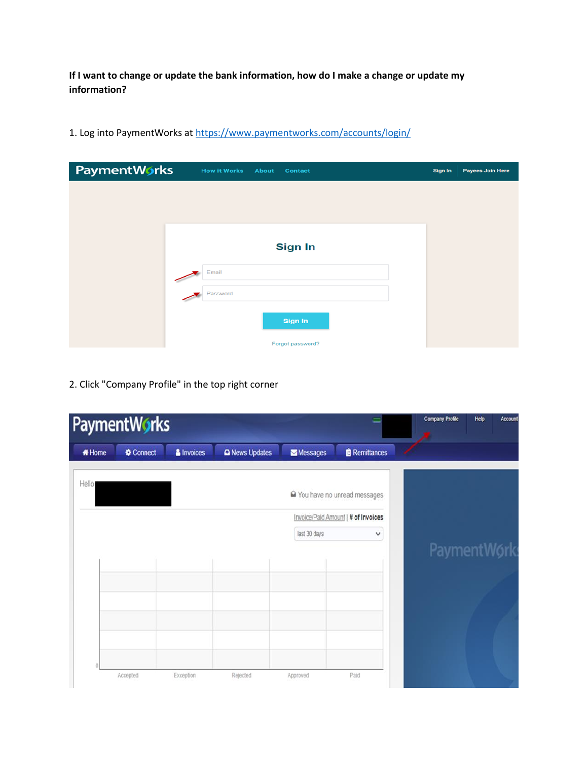**If I want to change or update the bank information, how do I make a change or update my information?**

1. Log into PaymentWorks at https://www.paymentworks.com/accounts/login/

2. Click "Company Profile" in the top right corner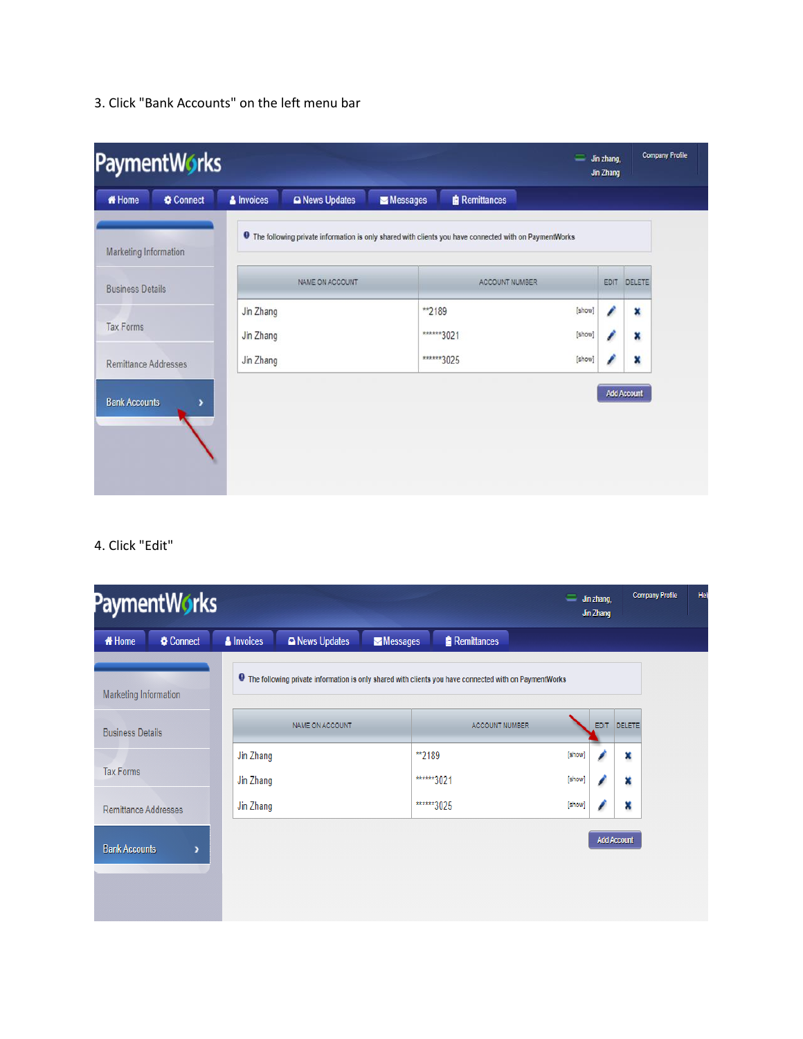3. Click "Bank Accounts" on the left menu bar

PaymentWorks

Jin zhang, Jin Zhang | Company Profile

Home | Connect | Invoices | News Updates | Messages | Remittances

Marketing Information

Business Details

Tax Forms

Remittance Addresses

Bank Accounts

The following private information is only shared with clients you have connected with on PaymentWorks

| NAME ON ACCOUNT | ACCOUNT NUMBER | EDIT | DELETE |
| --- | --- | --- | --- |
| Jin Zhang | **2189 [show] | | |
| Jin Zhang | ******3021 [show] | | |
| Jin Zhang | ******3025 [show] | | |

Add Account

4. Click "Edit"

PaymentWorks

Jin zhang, Jin Zhang | Company Profile | Hel

Home | Connect | Invoices | News Updates | Messages | Remittances

Marketing Information

Business Details

Tax Forms

Remittance Addresses

Bank Accounts

The following private information is only shared with clients you have connected with on PaymentWorks

| NAME ON ACCOUNT | ACCOUNT NUMBER | EDIT | DELETE |
| --- | --- | --- | --- |
| Jin Zhang | **2189 [show] | | |
| Jin Zhang | ******3021 [show] | | |
| Jin Zhang | ******3025 [show] | | |

Add Account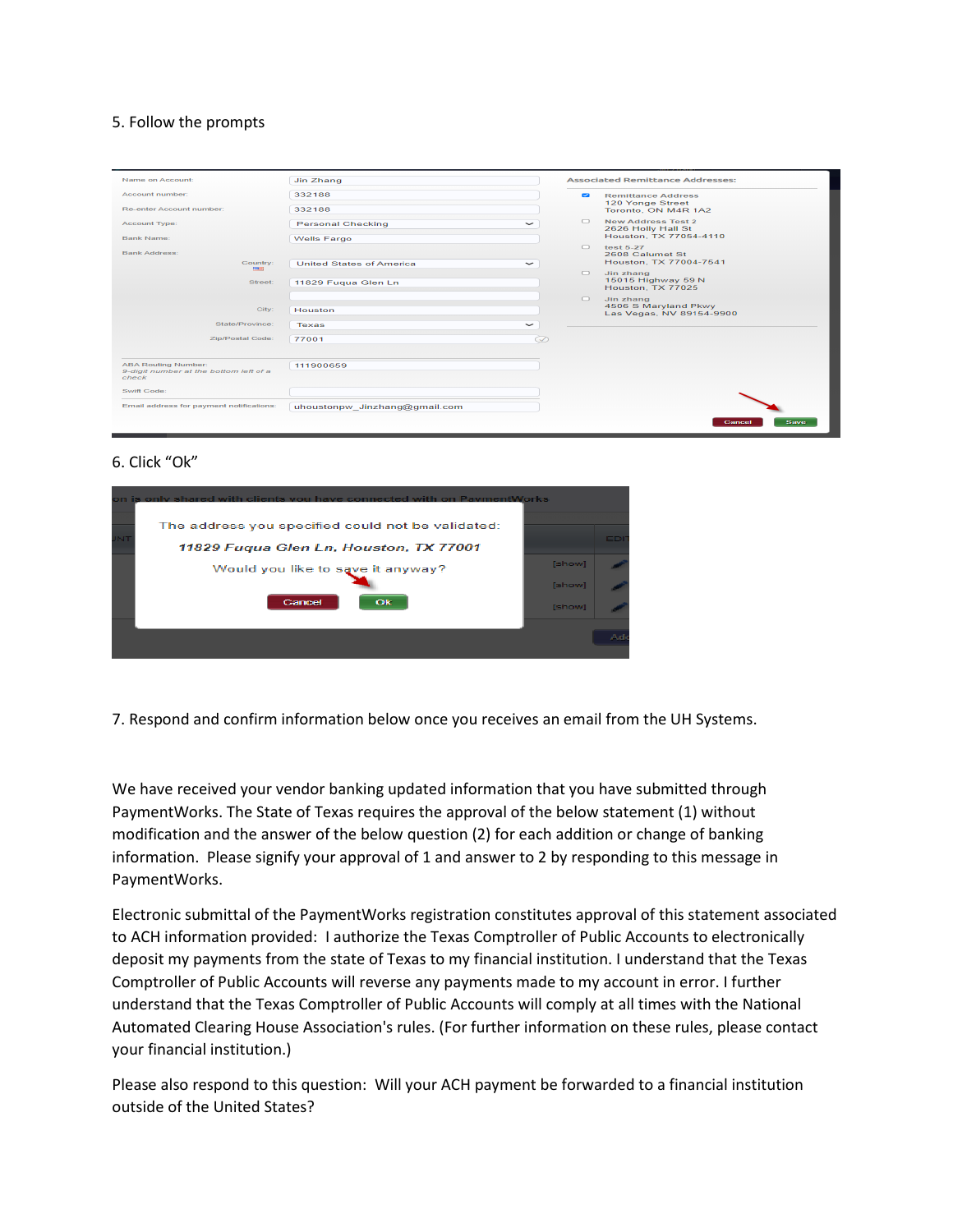5. Follow the prompts

6. Click "Ok"

7. Respond and confirm information below once you receives an email from the UH Systems.

We have received your vendor banking updated information that you have submitted through PaymentWorks. The State of Texas requires the approval of the below statement (1) without modification and the answer of the below question (2) for each addition or change of banking information. Please signify your approval of 1 and answer to 2 by responding to this message in PaymentWorks.

Electronic submittal of the PaymentWorks registration constitutes approval of this statement associated to ACH information provided: I authorize the Texas Comptroller of Public Accounts to electronically deposit my payments from the state of Texas to my financial institution. I understand that the Texas Comptroller of Public Accounts will reverse any payments made to my account in error. I further understand that the Texas Comptroller of Public Accounts will comply at all times with the National Automated Clearing House Association's rules. (For further information on these rules, please contact your financial institution.)

Please also respond to this question: Will your ACH payment be forwarded to a financial institution outside of the United States?